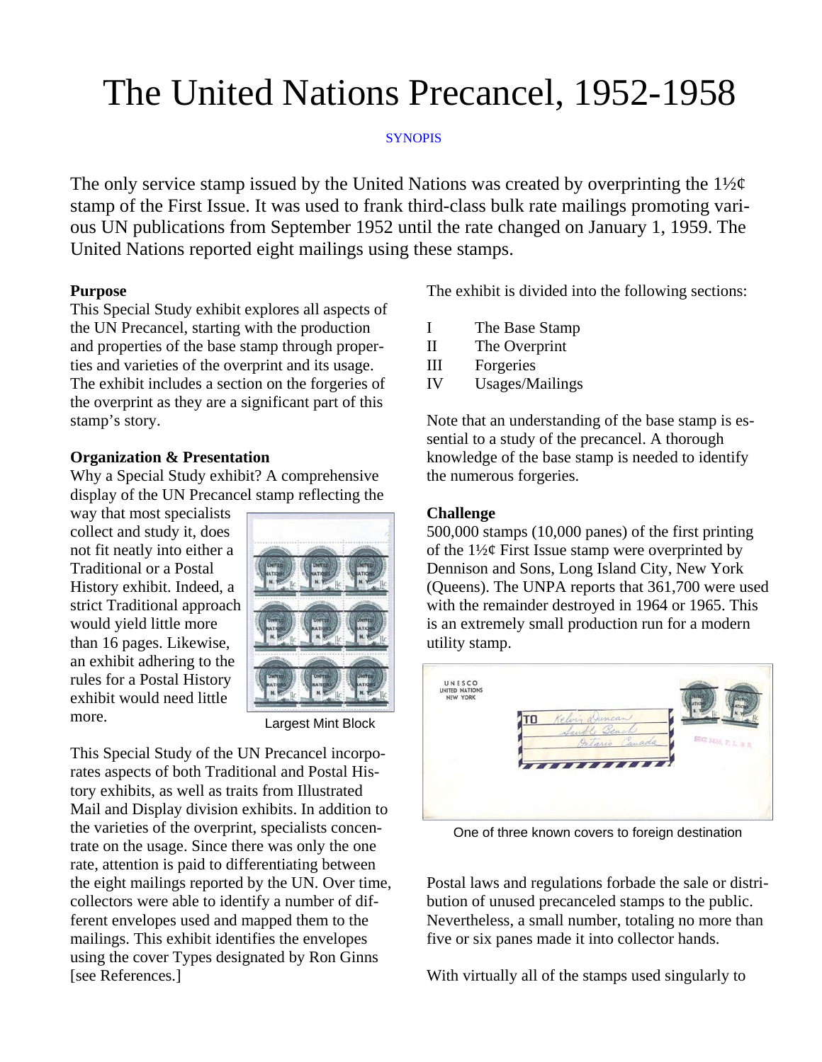# The United Nations Precancel, 1952-1958

SYNOPSIS

The only service stamp issued by the United Nations was created by overprinting the 1½¢ stamp of the First Issue. It was used to frank third-class bulk rate mailings promoting various UN publications from September 1952 until the rate changed on January 1, 1959. The United Nations reported eight mailings using these stamps.

**Purpose**

This Special Study exhibit explores all aspects of the UN Precancel, starting with the production and properties of the base stamp through properties and varieties of the overprint and its usage. The exhibit includes a section on the forgeries of the overprint as they are a significant part of this stamp's story.

**Organization & Presentation**

Why a Special Study exhibit? A comprehensive display of the UN Precancel stamp reflecting the way that most specialists collect and study it, does not fit neatly into either a Traditional or a Postal History exhibit. Indeed, a strict Traditional approach would yield little more than 16 pages. Likewise, an exhibit adhering to the rules for a Postal History exhibit would need little more.

Largest Mint Block

This Special Study of the UN Precancel incorporates aspects of both Traditional and Postal History exhibits, as well as traits from Illustrated Mail and Display division exhibits. In addition to the varieties of the overprint, specialists concentrate on the usage. Since there was only the one rate, attention is paid to differentiating between the eight mailings reported by the UN. Over time, collectors were able to identify a number of different envelopes used and mapped them to the mailings. This exhibit identifies the envelopes using the cover Types designated by Ron Ginns [see References.]

The exhibit is divided into the following sections:

- I The Base Stamp
- II The Overprint
- III Forgeries
- IV Usages/Mailings

Note that an understanding of the base stamp is essential to a study of the precancel. A thorough knowledge of the base stamp is needed to identify the numerous forgeries.

**Challenge**

500,000 stamps (10,000 panes) of the first printing of the 1½¢ First Issue stamp were overprinted by Dennison and Sons, Long Island City, New York (Queens). The UNPA reports that 361,700 were used with the remainder destroyed in 1964 or 1965. This is an extremely small production run for a modern utility stamp.

One of three known covers to foreign destination

Postal laws and regulations forbade the sale or distribution of unused precanceled stamps to the public. Nevertheless, a small number, totaling no more than five or six panes made it into collector hands.

With virtually all of the stamps used singularly to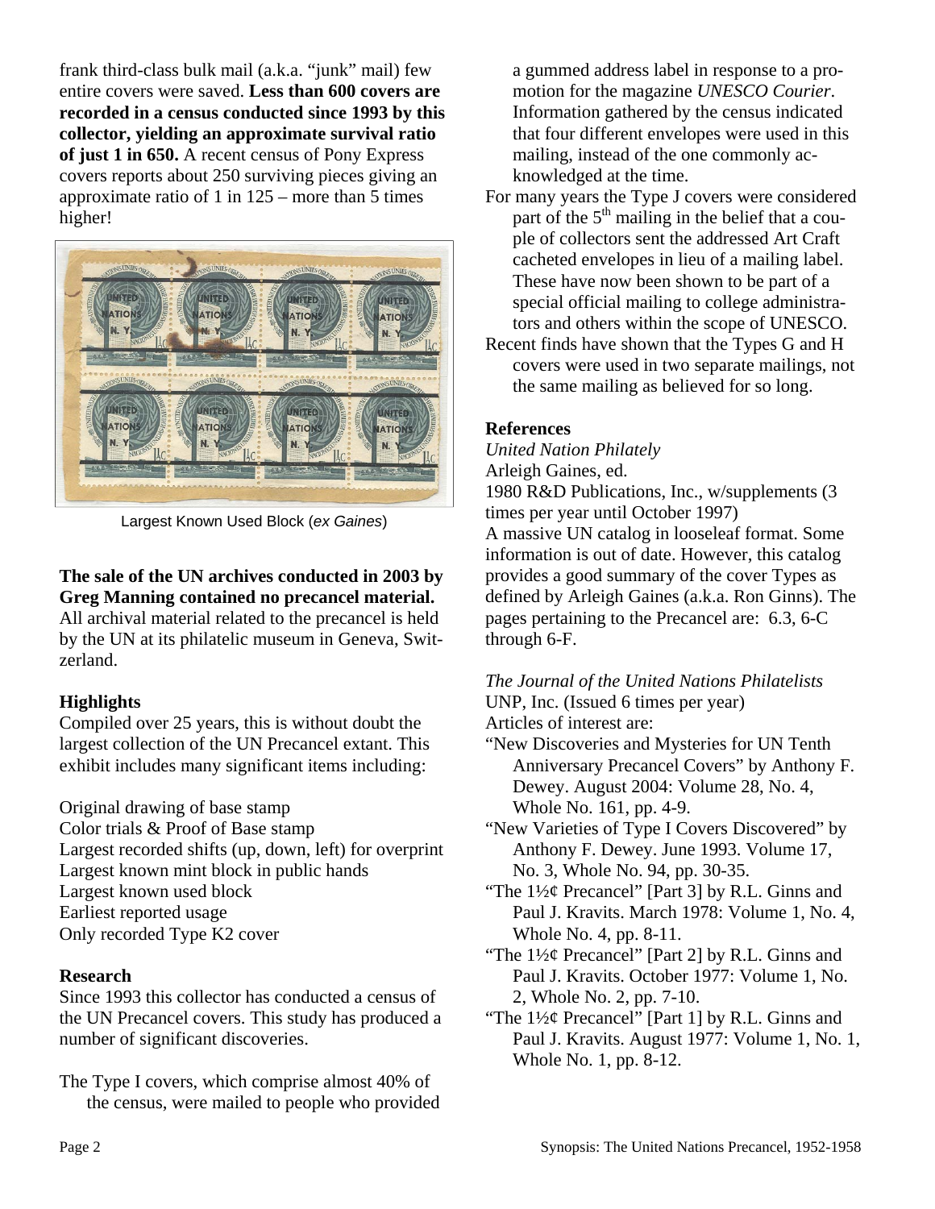frank third-class bulk mail (a.k.a. "junk" mail) few entire covers were saved. **Less than 600 covers are recorded in a census conducted since 1993 by this collector, yielding an approximate survival ratio of just 1 in 650.** A recent census of Pony Express covers reports about 250 surviving pieces giving an approximate ratio of 1 in 125 – more than 5 times higher!

Largest Known Used Block (*ex Gaines*)

**The sale of the UN archives conducted in 2003 by Greg Manning contained no precancel material.** All archival material related to the precancel is held by the UN at its philatelic museum in Geneva, Switzerland.

### Highlights

Compiled over 25 years, this is without doubt the largest collection of the UN Precancel extant. This exhibit includes many significant items including:

Original drawing of base stamp
Color trials & Proof of Base stamp
Largest recorded shifts (up, down, left) for overprint
Largest known mint block in public hands
Largest known used block
Earliest reported usage
Only recorded Type K2 cover

### Research

Since 1993 this collector has conducted a census of the UN Precancel covers. This study has produced a number of significant discoveries.

The Type I covers, which comprise almost 40% of the census, were mailed to people who provided a gummed address label in response to a promotion for the magazine *UNESCO Courier*. Information gathered by the census indicated that four different envelopes were used in this mailing, instead of the one commonly acknowledged at the time.

For many years the Type J covers were considered part of the 5th mailing in the belief that a couple of collectors sent the addressed Art Craft cacheted envelopes in lieu of a mailing label. These have now been shown to be part of a special official mailing to college administrators and others within the scope of UNESCO.

Recent finds have shown that the Types G and H covers were used in two separate mailings, not the same mailing as believed for so long.

### References

*United Nation Philately*
Arleigh Gaines, ed.
1980 R&D Publications, Inc., w/supplements (3 times per year until October 1997)
A massive UN catalog in looseleaf format. Some information is out of date. However, this catalog provides a good summary of the cover Types as defined by Arleigh Gaines (a.k.a. Ron Ginns). The pages pertaining to the Precancel are: 6.3, 6-C through 6-F.

*The Journal of the United Nations Philatelists*
UNP, Inc. (Issued 6 times per year)
Articles of interest are:

"New Discoveries and Mysteries for UN Tenth Anniversary Precancel Covers" by Anthony F. Dewey. August 2004: Volume 28, No. 4, Whole No. 161, pp. 4-9.

"New Varieties of Type I Covers Discovered" by Anthony F. Dewey. June 1993. Volume 17, No. 3, Whole No. 94, pp. 30-35.

"The 1½¢ Precancel" [Part 3] by R.L. Ginns and Paul J. Kravits. March 1978: Volume 1, No. 4, Whole No. 4, pp. 8-11.

"The 1½¢ Precancel" [Part 2] by R.L. Ginns and Paul J. Kravits. October 1977: Volume 1, No. 2, Whole No. 2, pp. 7-10.

"The 1½¢ Precancel" [Part 1] by R.L. Ginns and Paul J. Kravits. August 1977: Volume 1, No. 1, Whole No. 1, pp. 8-12.